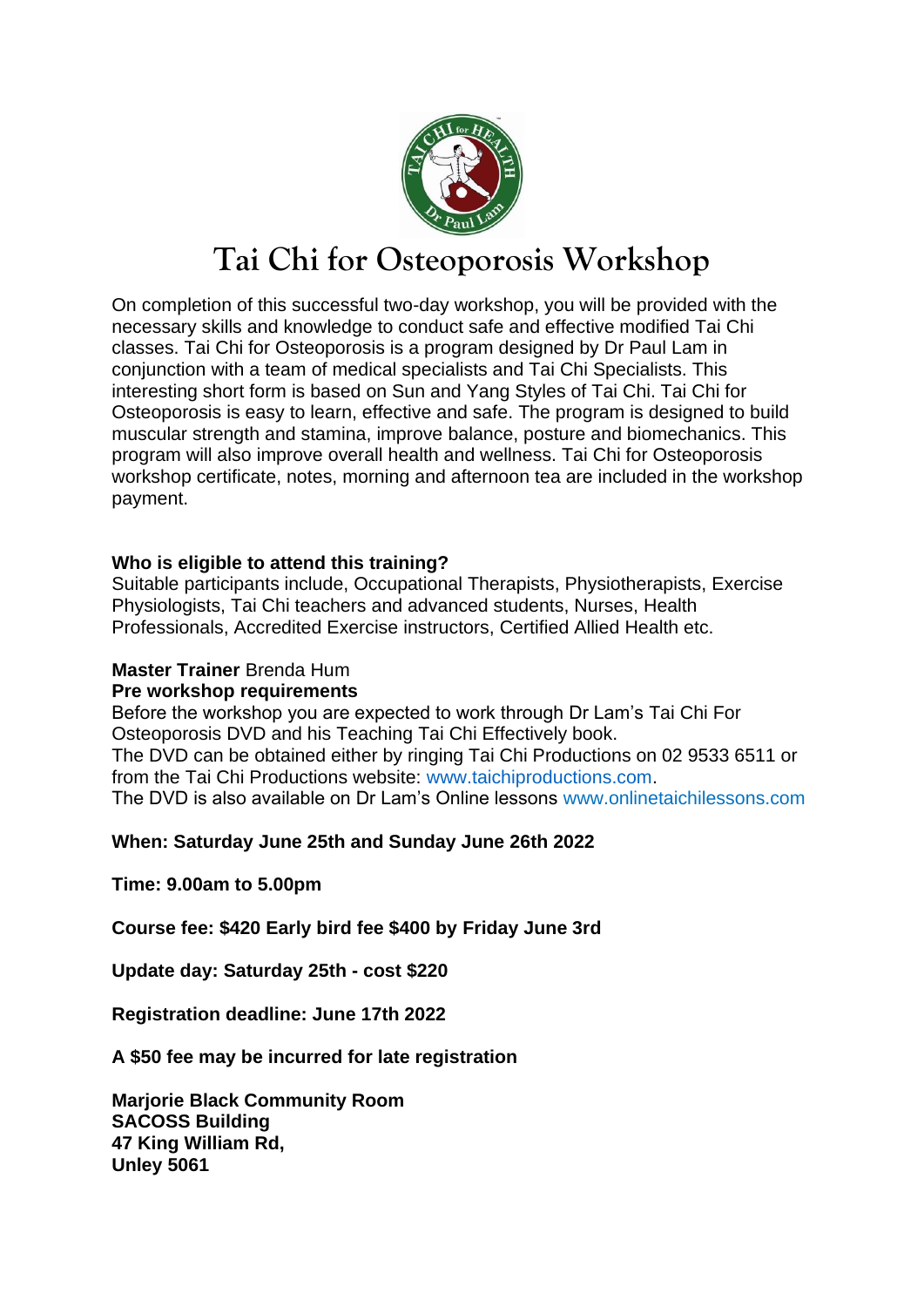# Tai Chi for Osteoporosis Workshop

On completion of this successful two-day workshop, you will be provided with the necessary skills and knowledge to conduct safe and effective modified Tai Chi classes. Tai Chi for Osteoporosis is a program designed by Dr Paul Lam in conjunction with a team of medical specialists and Tai Chi Specialists. This interesting short form is based on Sun and Yang Styles of Tai Chi. Tai Chi for Osteoporosis is easy to learn, effective and safe. The program is designed to build muscular strength and stamina, improve balance, posture and biomechanics. This program will also improve overall health and wellness. Tai Chi for Osteoporosis workshop certificate, notes, morning and afternoon tea are included in the workshop payment.

**Who is eligible to attend this training?**
Suitable participants include, Occupational Therapists, Physiotherapists, Exercise Physiologists, Tai Chi teachers and advanced students, Nurses, Health Professionals, Accredited Exercise instructors, Certified Allied Health etc.

**Master Trainer** Brenda Hum
**Pre workshop requirements**
Before the workshop you are expected to work through Dr Lam's Tai Chi For Osteoporosis DVD and his Teaching Tai Chi Effectively book.
The DVD can be obtained either by ringing Tai Chi Productions on 02 9533 6511 or from the Tai Chi Productions website: www.taichiproductions.com.
The DVD is also available on Dr Lam's Online lessons www.onlinetaichilessons.com

**When: Saturday June 25th and Sunday June 26th 2022**

**Time: 9.00am to 5.00pm**

**Course fee: $420 Early bird fee $400 by Friday June 3rd**

**Update day: Saturday 25th - cost $220**

**Registration deadline: June 17th 2022**

**A $50 fee may be incurred for late registration**

**Marjorie Black Community Room**
**SACOSS Building**
**47 King William Rd,**
**Unley 5061**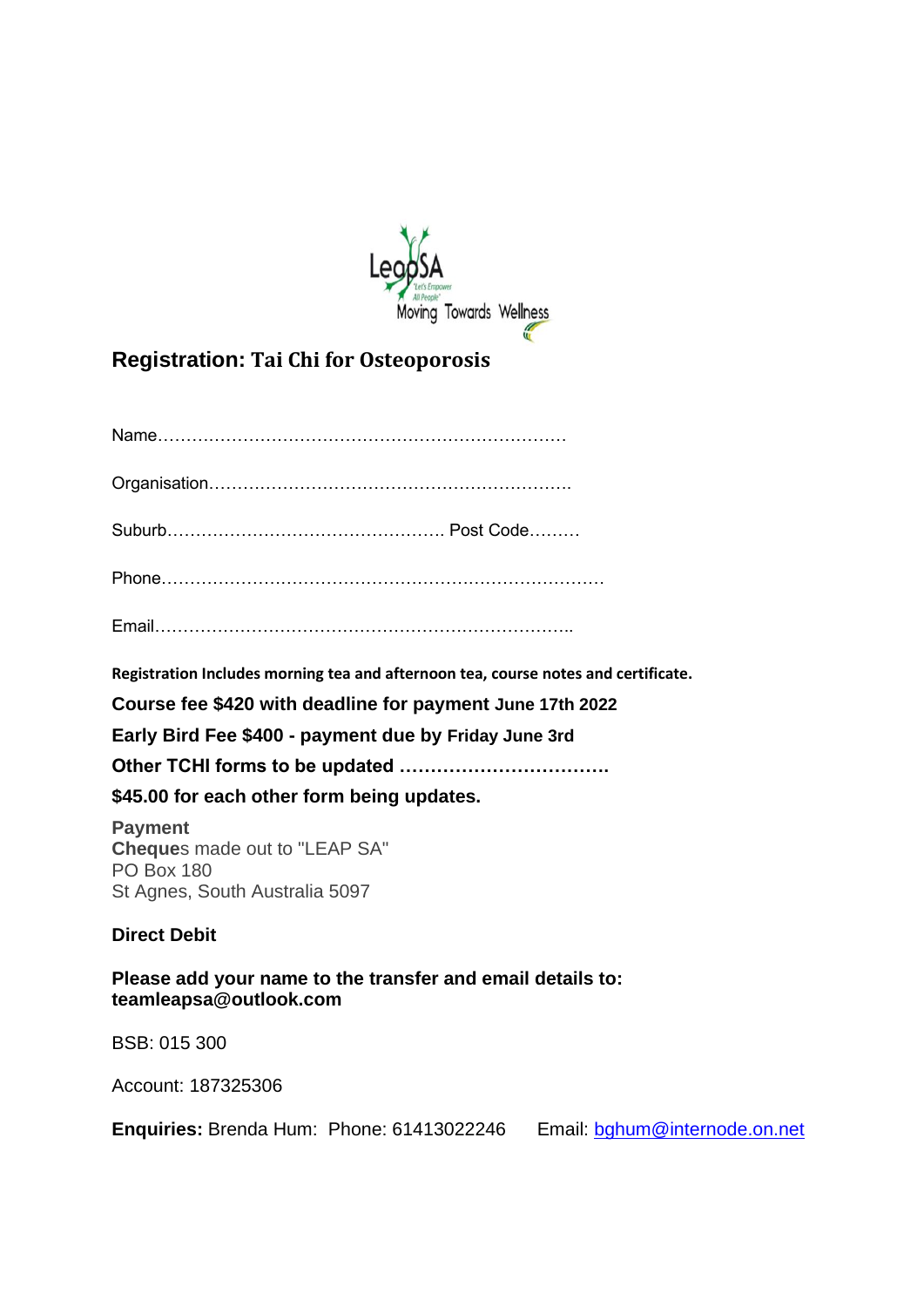LeapSA
"Let's Empower All People"
Moving Towards Wellness

## Registration: Tai Chi for Osteoporosis

Name……………………………………………………………….

Organisation…………………………………………………….

Suburb…………………………………………. Post Code………

Phone…………………………………………………………………

Email………………………………………………………………..

**Registration Includes morning tea and afternoon tea, course notes and certificate.**

**Course fee $420 with deadline for payment June 17th 2022**

**Early Bird Fee $400 - payment due by Friday June 3rd**

**Other TCHI forms to be updated …………………………….**

**$45.00 for each other form being updates.**

**Payment**
**Cheque**s made out to "LEAP SA"
PO Box 180
St Agnes, South Australia 5097

**Direct Debit**

**Please add your name to the transfer and email details to: teamleapsa@outlook.com**

BSB: 015 300

Account: 187325306

**Enquiries:** Brenda Hum: Phone: 61413022246 Email: bghum@internode.on.net